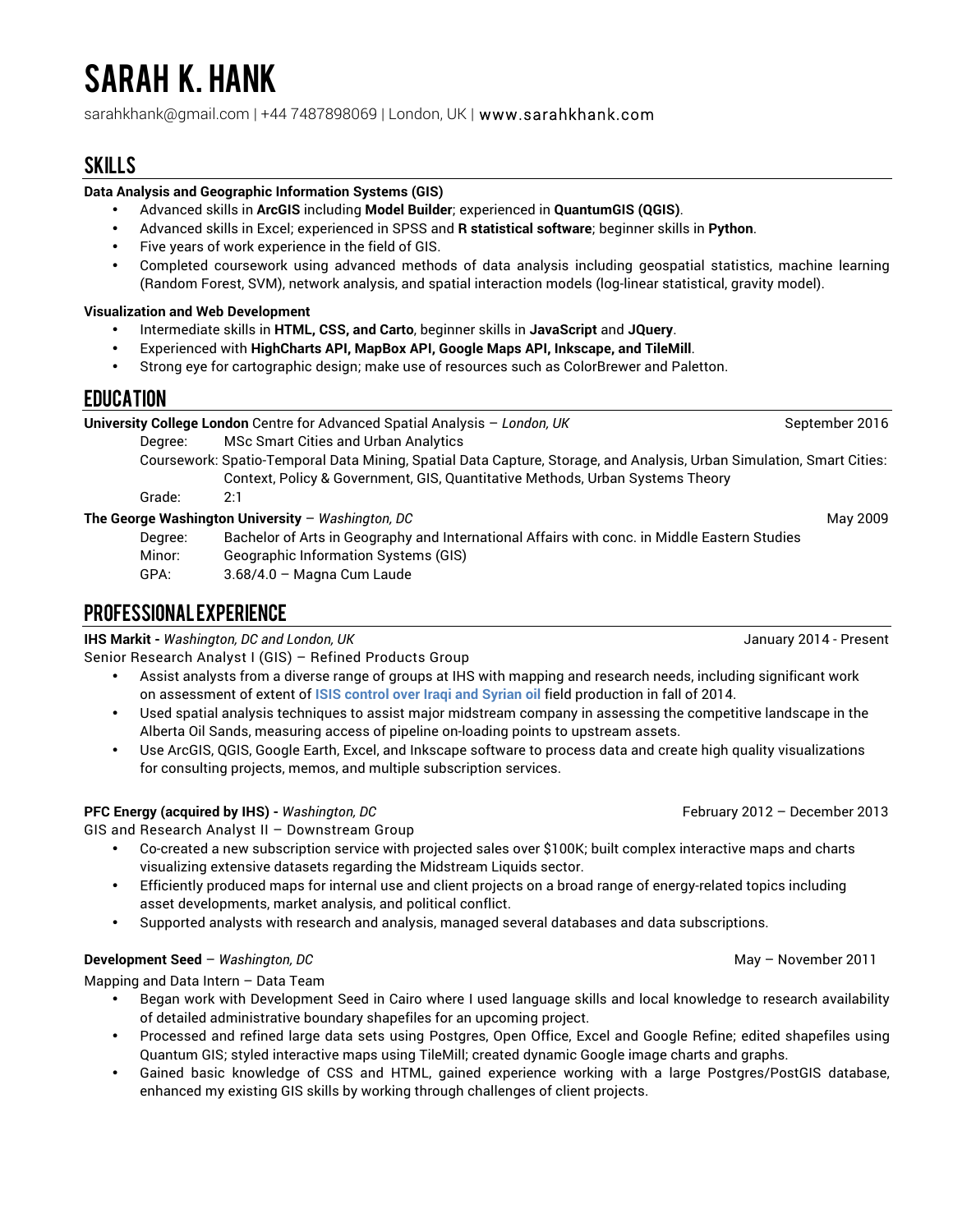# SARAH K. HANK

sarahkhank@gmail.com | +44 7487898069 | London, UK | www.sarahkhank.com

## SKILLS

**Data Analysis and Geographic Information Systems (GIS)**

- Advanced skills in **ArcGIS** including **Model Builder**; experienced in **QuantumGIS (QGIS)**.
- Advanced skills in Excel; experienced in SPSS and **R statistical software**; beginner skills in **Python**.
- Five years of work experience in the field of GIS.
- Completed coursework using advanced methods of data analysis including geospatial statistics, machine learning (Random Forest, SVM), network analysis, and spatial interaction models (log-linear statistical, gravity model).

**Visualization and Web Development**

- Intermediate skills in **HTML, CSS, and Carto**, beginner skills in **JavaScript** and **JQuery**.
- Experienced with **HighCharts API, MapBox API, Google Maps API, Inkscape, and TileMill**.
- Strong eye for cartographic design; make use of resources such as ColorBrewer and Paletton.

## EDUCATION

**University College London** Centre for Advanced Spatial Analysis – *London, UK* — September 2016

Degree: MSc Smart Cities and Urban Analytics

Coursework: Spatio-Temporal Data Mining, Spatial Data Capture, Storage, and Analysis, Urban Simulation, Smart Cities: Context, Policy & Government, GIS, Quantitative Methods, Urban Systems Theory

Grade: 2:1

**The George Washington University** – *Washington, DC* — May 2009

Degree: Bachelor of Arts in Geography and International Affairs with conc. in Middle Eastern Studies

Minor: Geographic Information Systems (GIS)

GPA: 3.68/4.0 – Magna Cum Laude

## PROFESSIONAL EXPERIENCE

**IHS Markit -** *Washington, DC and London, UK* — January 2014 - Present

Senior Research Analyst I (GIS) – Refined Products Group

- Assist analysts from a diverse range of groups at IHS with mapping and research needs, including significant work on assessment of extent of **ISIS control over Iraqi and Syrian oil** field production in fall of 2014.
- Used spatial analysis techniques to assist major midstream company in assessing the competitive landscape in the Alberta Oil Sands, measuring access of pipeline on-loading points to upstream assets.
- Use ArcGIS, QGIS, Google Earth, Excel, and Inkscape software to process data and create high quality visualizations for consulting projects, memos, and multiple subscription services.

**PFC Energy (acquired by IHS) -** *Washington, DC* — February 2012 – December 2013

GIS and Research Analyst II – Downstream Group

- Co-created a new subscription service with projected sales over $100K; built complex interactive maps and charts visualizing extensive datasets regarding the Midstream Liquids sector.
- Efficiently produced maps for internal use and client projects on a broad range of energy-related topics including asset developments, market analysis, and political conflict.
- Supported analysts with research and analysis, managed several databases and data subscriptions.

**Development Seed** – *Washington, DC* — May – November 2011

Mapping and Data Intern – Data Team

- Began work with Development Seed in Cairo where I used language skills and local knowledge to research availability of detailed administrative boundary shapefiles for an upcoming project.
- Processed and refined large data sets using Postgres, Open Office, Excel and Google Refine; edited shapefiles using Quantum GIS; styled interactive maps using TileMill; created dynamic Google image charts and graphs.
- Gained basic knowledge of CSS and HTML, gained experience working with a large Postgres/PostGIS database, enhanced my existing GIS skills by working through challenges of client projects.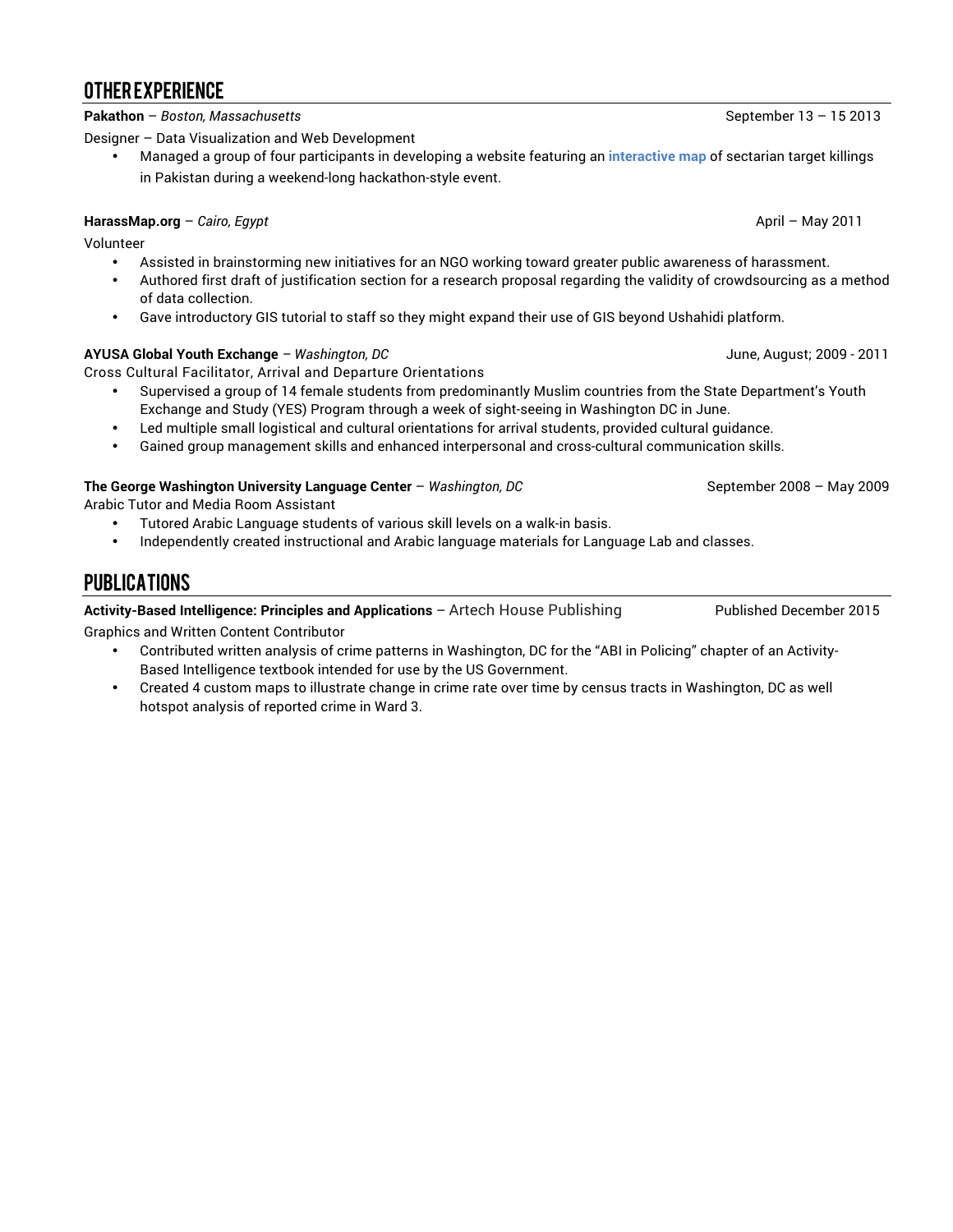## OTHER EXPERIENCE

**Pakathon** – *Boston, Massachusetts* September 13 – 15 2013

Designer – Data Visualization and Web Development

- Managed a group of four participants in developing a website featuring an **interactive map** of sectarian target killings in Pakistan during a weekend-long hackathon-style event.

**HarassMap.org** – *Cairo, Egypt* April – May 2011

Volunteer

- Assisted in brainstorming new initiatives for an NGO working toward greater public awareness of harassment.
- Authored first draft of justification section for a research proposal regarding the validity of crowdsourcing as a method of data collection.
- Gave introductory GIS tutorial to staff so they might expand their use of GIS beyond Ushahidi platform.

**AYUSA Global Youth Exchange** – *Washington, DC* June, August; 2009 - 2011

Cross Cultural Facilitator, Arrival and Departure Orientations

- Supervised a group of 14 female students from predominantly Muslim countries from the State Department's Youth Exchange and Study (YES) Program through a week of sight-seeing in Washington DC in June.
- Led multiple small logistical and cultural orientations for arrival students, provided cultural guidance.
- Gained group management skills and enhanced interpersonal and cross-cultural communication skills.

**The George Washington University Language Center** – *Washington, DC* September 2008 – May 2009

Arabic Tutor and Media Room Assistant

- Tutored Arabic Language students of various skill levels on a walk-in basis.
- Independently created instructional and Arabic language materials for Language Lab and classes.

## PUBLICATIONS

**Activity-Based Intelligence: Principles and Applications** – Artech House Publishing Published December 2015

Graphics and Written Content Contributor

- Contributed written analysis of crime patterns in Washington, DC for the "ABI in Policing" chapter of an Activity-Based Intelligence textbook intended for use by the US Government.
- Created 4 custom maps to illustrate change in crime rate over time by census tracts in Washington, DC as well hotspot analysis of reported crime in Ward 3.